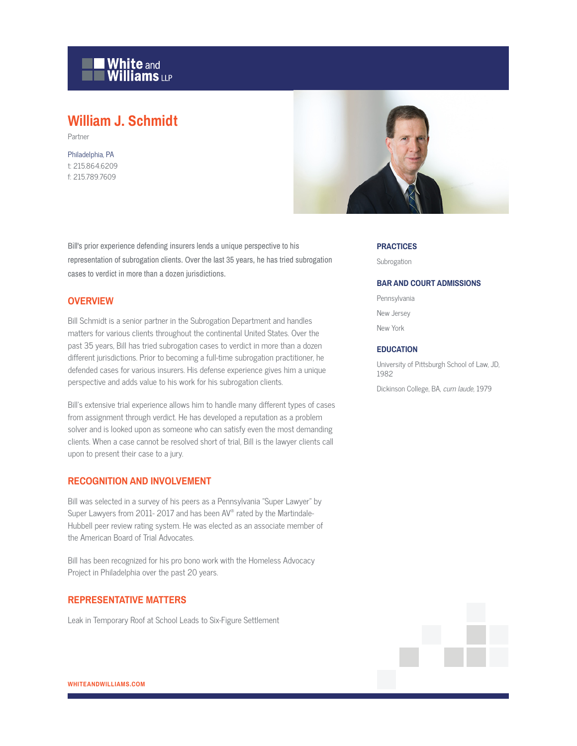White and Williams LLP

# William J. Schmidt

Partner

Philadelphia, PA
t: 215.864.6209
f: 215.789.7609

Bill's prior experience defending insurers lends a unique perspective to his representation of subrogation clients. Over the last 35 years, he has tried subrogation cases to verdict in more than a dozen jurisdictions.

## OVERVIEW

Bill Schmidt is a senior partner in the Subrogation Department and handles matters for various clients throughout the continental United States. Over the past 35 years, Bill has tried subrogation cases to verdict in more than a dozen different jurisdictions. Prior to becoming a full-time subrogation practitioner, he defended cases for various insurers. His defense experience gives him a unique perspective and adds value to his work for his subrogation clients.

Bill's extensive trial experience allows him to handle many different types of cases from assignment through verdict. He has developed a reputation as a problem solver and is looked upon as someone who can satisfy even the most demanding clients. When a case cannot be resolved short of trial, Bill is the lawyer clients call upon to present their case to a jury.

## RECOGNITION AND INVOLVEMENT

Bill was selected in a survey of his peers as a Pennsylvania "Super Lawyer" by Super Lawyers from 2011- 2017 and has been AV® rated by the Martindale-Hubbell peer review rating system. He was elected as an associate member of the American Board of Trial Advocates.

Bill has been recognized for his pro bono work with the Homeless Advocacy Project in Philadelphia over the past 20 years.

## REPRESENTATIVE MATTERS

Leak in Temporary Roof at School Leads to Six-Figure Settlement

## PRACTICES

Subrogation

## BAR AND COURT ADMISSIONS

Pennsylvania

New Jersey

New York

## EDUCATION

University of Pittsburgh School of Law, JD, 1982

Dickinson College, BA, *cum laude*, 1979

WHITEANDWILLIAMS.COM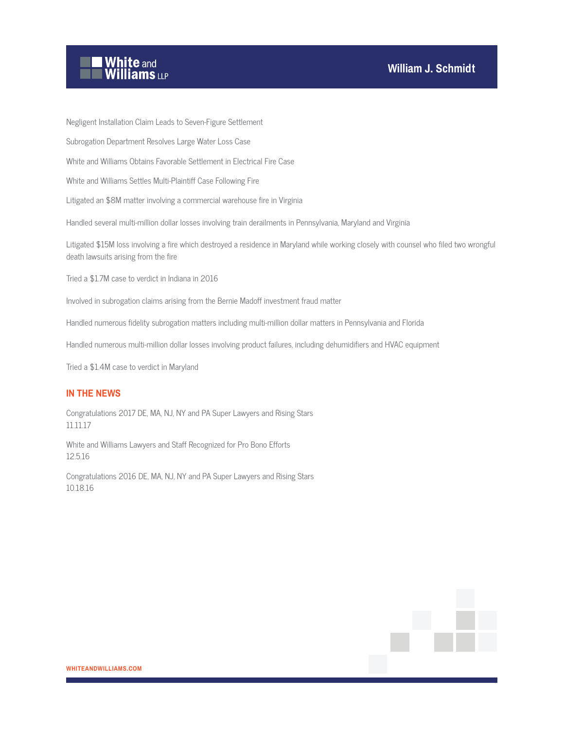Negligent Installation Claim Leads to Seven-Figure Settlement

Subrogation Department Resolves Large Water Loss Case

White and Williams Obtains Favorable Settlement in Electrical Fire Case

White and Williams Settles Multi-Plaintiff Case Following Fire

Litigated an $8M matter involving a commercial warehouse fire in Virginia

Handled several multi-million dollar losses involving train derailments in Pennsylvania, Maryland and Virginia

Litigated $15M loss involving a fire which destroyed a residence in Maryland while working closely with counsel who filed two wrongful death lawsuits arising from the fire

Tried a $1.7M case to verdict in Indiana in 2016

Involved in subrogation claims arising from the Bernie Madoff investment fraud matter

Handled numerous fidelity subrogation matters including multi-million dollar matters in Pennsylvania and Florida

Handled numerous multi-million dollar losses involving product failures, including dehumidifiers and HVAC equipment

Tried a $1.4M case to verdict in Maryland

## IN THE NEWS

Congratulations 2017 DE, MA, NJ, NY and PA Super Lawyers and Rising Stars
11.11.17

White and Williams Lawyers and Staff Recognized for Pro Bono Efforts
12.5.16

Congratulations 2016 DE, MA, NJ, NY and PA Super Lawyers and Rising Stars
10.18.16